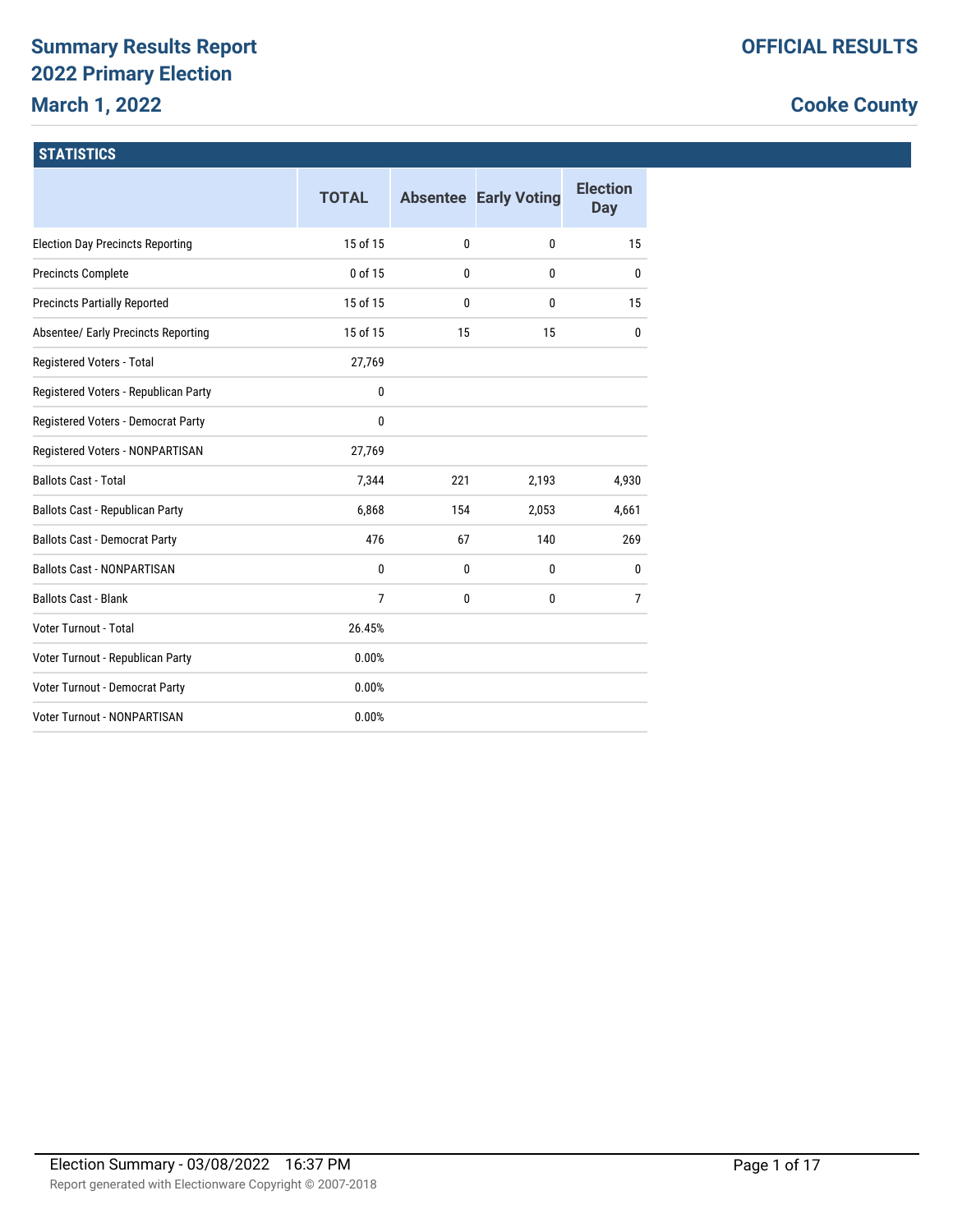# Summary Results Report
# 2022 Primary Election
# March 1, 2022

**OFFICIAL RESULTS**

**Cooke County**

## STATISTICS

| | TOTAL | Absentee | Early Voting | Election Day |
|---|---|---|---|---|
| Election Day Precincts Reporting | 15 of 15 | 0 | 0 | 15 |
| Precincts Complete | 0 of 15 | 0 | 0 | 0 |
| Precincts Partially Reported | 15 of 15 | 0 | 0 | 15 |
| Absentee/ Early Precincts Reporting | 15 of 15 | 15 | 15 | 0 |
| Registered Voters - Total | 27,769 | | | |
| Registered Voters - Republican Party | 0 | | | |
| Registered Voters - Democrat Party | 0 | | | |
| Registered Voters - NONPARTISAN | 27,769 | | | |
| Ballots Cast - Total | 7,344 | 221 | 2,193 | 4,930 |
| Ballots Cast - Republican Party | 6,868 | 154 | 2,053 | 4,661 |
| Ballots Cast - Democrat Party | 476 | 67 | 140 | 269 |
| Ballots Cast - NONPARTISAN | 0 | 0 | 0 | 0 |
| Ballots Cast - Blank | 7 | 0 | 0 | 7 |
| Voter Turnout - Total | 26.45% | | | |
| Voter Turnout - Republican Party | 0.00% | | | |
| Voter Turnout - Democrat Party | 0.00% | | | |
| Voter Turnout - NONPARTISAN | 0.00% | | | |

Election Summary - 03/08/2022 16:37 PM

Report generated with Electionware Copyright © 2007-2018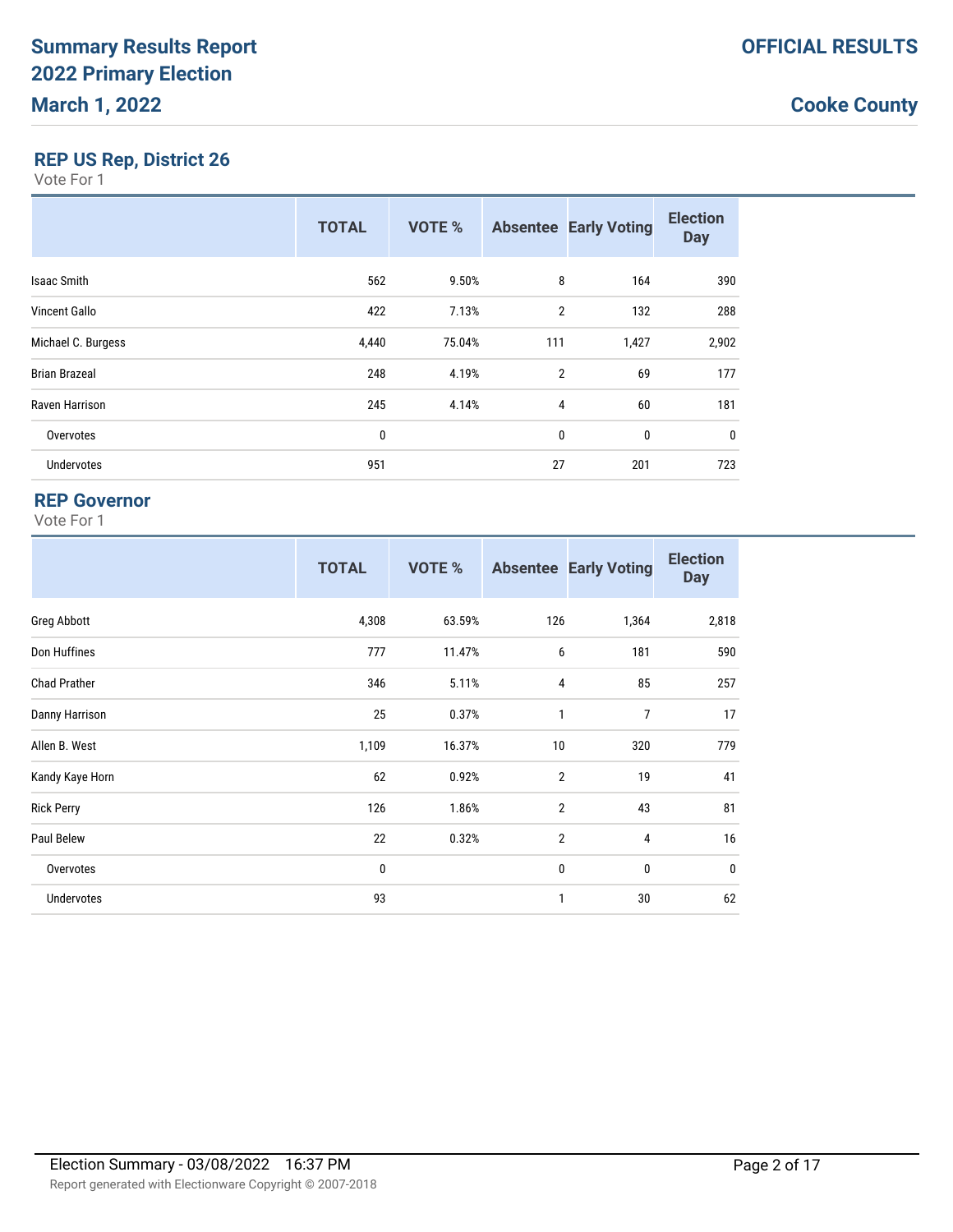# Summary Results Report
# 2022 Primary Election
# March 1, 2022

**OFFICIAL RESULTS**

**Cooke County**

## REP US Rep, District 26

Vote For 1

| | TOTAL | VOTE % | Absentee | Early Voting | Election Day |
|---|---|---|---|---|---|
| Isaac Smith | 562 | 9.50% | 8 | 164 | 390 |
| Vincent Gallo | 422 | 7.13% | 2 | 132 | 288 |
| Michael C. Burgess | 4,440 | 75.04% | 111 | 1,427 | 2,902 |
| Brian Brazeal | 248 | 4.19% | 2 | 69 | 177 |
| Raven Harrison | 245 | 4.14% | 4 | 60 | 181 |
| Overvotes | 0 | | 0 | 0 | 0 |
| Undervotes | 951 | | 27 | 201 | 723 |

## REP Governor

Vote For 1

| | TOTAL | VOTE % | Absentee | Early Voting | Election Day |
|---|---|---|---|---|---|
| Greg Abbott | 4,308 | 63.59% | 126 | 1,364 | 2,818 |
| Don Huffines | 777 | 11.47% | 6 | 181 | 590 |
| Chad Prather | 346 | 5.11% | 4 | 85 | 257 |
| Danny Harrison | 25 | 0.37% | 1 | 7 | 17 |
| Allen B. West | 1,109 | 16.37% | 10 | 320 | 779 |
| Kandy Kaye Horn | 62 | 0.92% | 2 | 19 | 41 |
| Rick Perry | 126 | 1.86% | 2 | 43 | 81 |
| Paul Belew | 22 | 0.32% | 2 | 4 | 16 |
| Overvotes | 0 | | 0 | 0 | 0 |
| Undervotes | 93 | | 1 | 30 | 62 |

Election Summary - 03/08/2022 16:37 PM

Report generated with Electionware Copyright © 2007-2018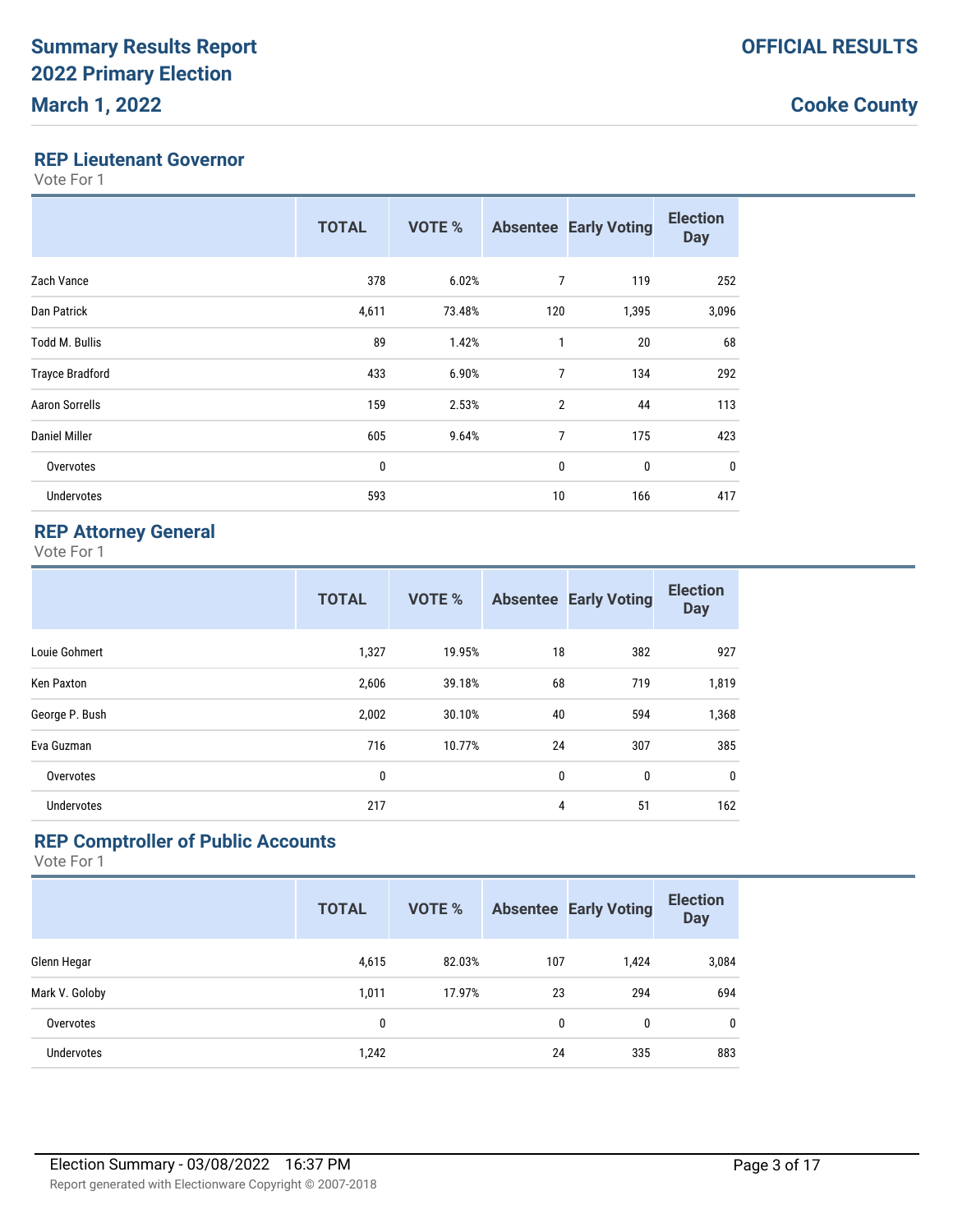# Summary Results Report
## 2022 Primary Election
## March 1, 2022

**OFFICIAL RESULTS**

**Cooke County**

### REP Lieutenant Governor

Vote For 1

| | TOTAL | VOTE % | Absentee | Early Voting | Election Day |
|---|---|---|---|---|---|
| Zach Vance | 378 | 6.02% | 7 | 119 | 252 |
| Dan Patrick | 4,611 | 73.48% | 120 | 1,395 | 3,096 |
| Todd M. Bullis | 89 | 1.42% | 1 | 20 | 68 |
| Trayce Bradford | 433 | 6.90% | 7 | 134 | 292 |
| Aaron Sorrells | 159 | 2.53% | 2 | 44 | 113 |
| Daniel Miller | 605 | 9.64% | 7 | 175 | 423 |
| Overvotes | 0 | | 0 | 0 | 0 |
| Undervotes | 593 | | 10 | 166 | 417 |

### REP Attorney General

Vote For 1

| | TOTAL | VOTE % | Absentee | Early Voting | Election Day |
|---|---|---|---|---|---|
| Louie Gohmert | 1,327 | 19.95% | 18 | 382 | 927 |
| Ken Paxton | 2,606 | 39.18% | 68 | 719 | 1,819 |
| George P. Bush | 2,002 | 30.10% | 40 | 594 | 1,368 |
| Eva Guzman | 716 | 10.77% | 24 | 307 | 385 |
| Overvotes | 0 | | 0 | 0 | 0 |
| Undervotes | 217 | | 4 | 51 | 162 |

### REP Comptroller of Public Accounts

Vote For 1

| | TOTAL | VOTE % | Absentee | Early Voting | Election Day |
|---|---|---|---|---|---|
| Glenn Hegar | 4,615 | 82.03% | 107 | 1,424 | 3,084 |
| Mark V. Goloby | 1,011 | 17.97% | 23 | 294 | 694 |
| Overvotes | 0 | | 0 | 0 | 0 |
| Undervotes | 1,242 | | 24 | 335 | 883 |

Election Summary - 03/08/2022 16:37 PM

Report generated with Electionware Copyright © 2007-2018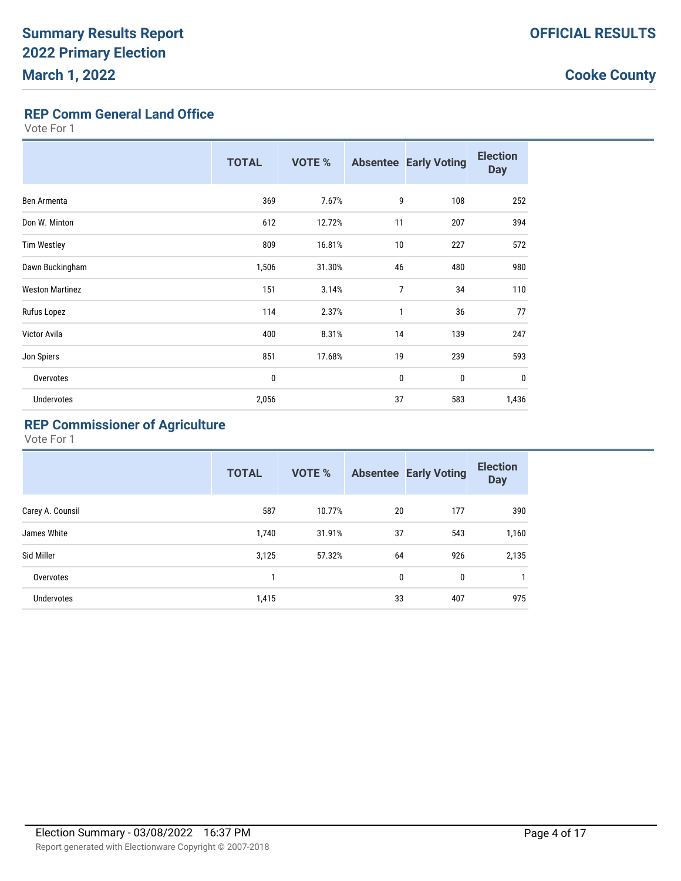# Summary Results Report
# 2022 Primary Election
# March 1, 2022

**OFFICIAL RESULTS**

**Cooke County**

## REP Comm General Land Office

Vote For 1

| | TOTAL | VOTE % | Absentee | Early Voting | Election Day |
|---|---|---|---|---|---|
| Ben Armenta | 369 | 7.67% | 9 | 108 | 252 |
| Don W. Minton | 612 | 12.72% | 11 | 207 | 394 |
| Tim Westley | 809 | 16.81% | 10 | 227 | 572 |
| Dawn Buckingham | 1,506 | 31.30% | 46 | 480 | 980 |
| Weston Martinez | 151 | 3.14% | 7 | 34 | 110 |
| Rufus Lopez | 114 | 2.37% | 1 | 36 | 77 |
| Victor Avila | 400 | 8.31% | 14 | 139 | 247 |
| Jon Spiers | 851 | 17.68% | 19 | 239 | 593 |
| Overvotes | 0 | | 0 | 0 | 0 |
| Undervotes | 2,056 | | 37 | 583 | 1,436 |

## REP Commissioner of Agriculture

Vote For 1

| | TOTAL | VOTE % | Absentee | Early Voting | Election Day |
|---|---|---|---|---|---|
| Carey A. Counsil | 587 | 10.77% | 20 | 177 | 390 |
| James White | 1,740 | 31.91% | 37 | 543 | 1,160 |
| Sid Miller | 3,125 | 57.32% | 64 | 926 | 2,135 |
| Overvotes | 1 | | 0 | 0 | 1 |
| Undervotes | 1,415 | | 33 | 407 | 975 |

Election Summary - 03/08/2022 16:37 PM

Report generated with Electionware Copyright © 2007-2018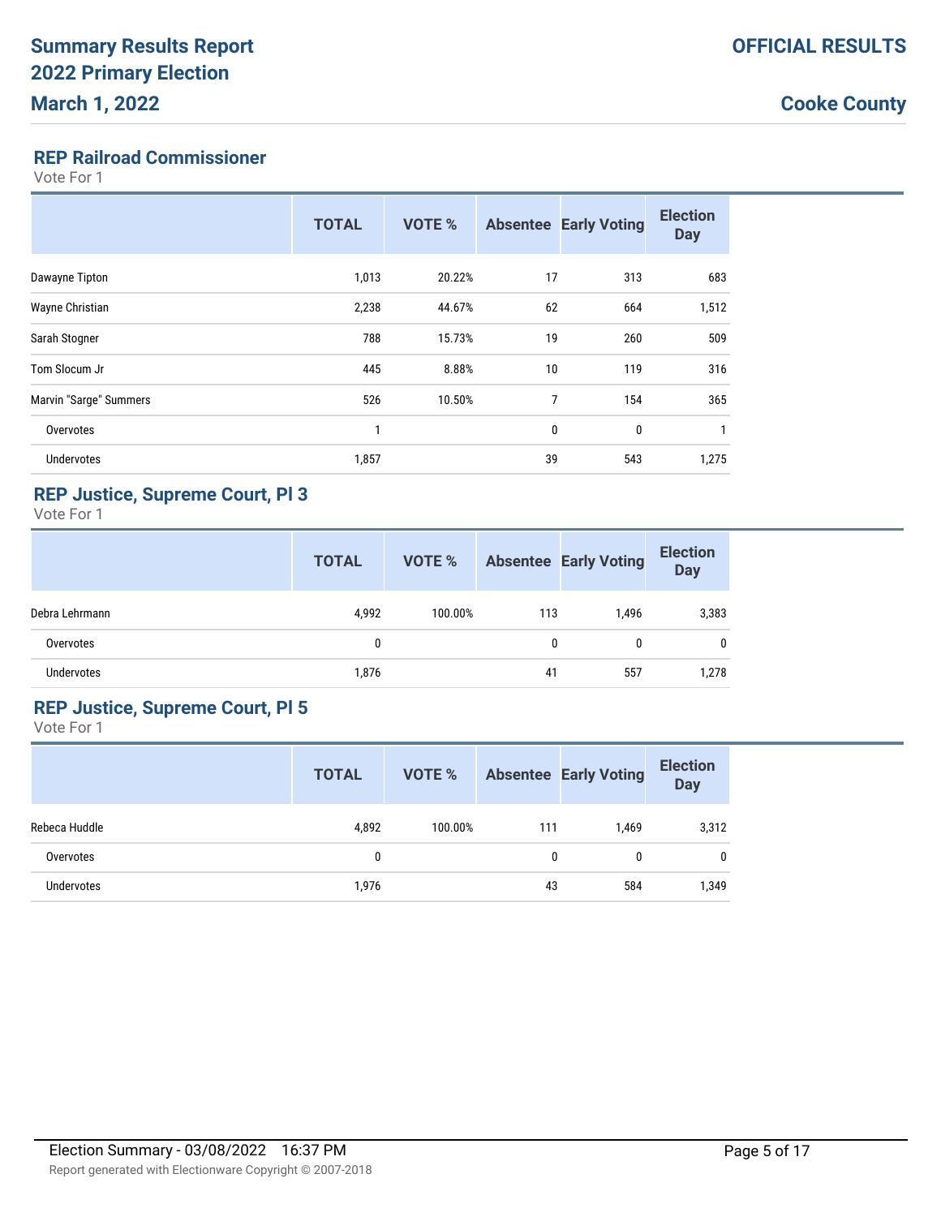# Summary Results Report
## 2022 Primary Election
## March 1, 2022

**OFFICIAL RESULTS**

**Cooke County**

### REP Railroad Commissioner

Vote For 1

| | TOTAL | VOTE % | Absentee | Early Voting | Election Day |
|---|---|---|---|---|---|
| Dawayne Tipton | 1,013 | 20.22% | 17 | 313 | 683 |
| Wayne Christian | 2,238 | 44.67% | 62 | 664 | 1,512 |
| Sarah Stogner | 788 | 15.73% | 19 | 260 | 509 |
| Tom Slocum Jr | 445 | 8.88% | 10 | 119 | 316 |
| Marvin "Sarge" Summers | 526 | 10.50% | 7 | 154 | 365 |
| Overvotes | 1 | | 0 | 0 | 1 |
| Undervotes | 1,857 | | 39 | 543 | 1,275 |

### REP Justice, Supreme Court, Pl 3

Vote For 1

| | TOTAL | VOTE % | Absentee | Early Voting | Election Day |
|---|---|---|---|---|---|
| Debra Lehrmann | 4,992 | 100.00% | 113 | 1,496 | 3,383 |
| Overvotes | 0 | | 0 | 0 | 0 |
| Undervotes | 1,876 | | 41 | 557 | 1,278 |

### REP Justice, Supreme Court, Pl 5

Vote For 1

| | TOTAL | VOTE % | Absentee | Early Voting | Election Day |
|---|---|---|---|---|---|
| Rebeca Huddle | 4,892 | 100.00% | 111 | 1,469 | 3,312 |
| Overvotes | 0 | | 0 | 0 | 0 |
| Undervotes | 1,976 | | 43 | 584 | 1,349 |

Election Summary - 03/08/2022 16:37 PM

Report generated with Electionware Copyright © 2007-2018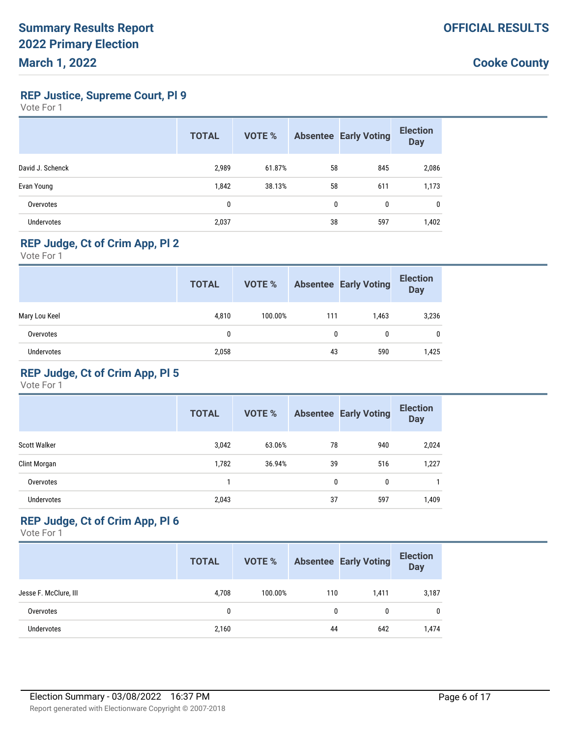# Summary Results Report
# 2022 Primary Election
# March 1, 2022

**OFFICIAL RESULTS**

**Cooke County**

## REP Justice, Supreme Court, Pl 9

Vote For 1

| | TOTAL | VOTE % | Absentee | Early Voting | Election Day |
|---|---|---|---|---|---|
| David J. Schenck | 2,989 | 61.87% | 58 | 845 | 2,086 |
| Evan Young | 1,842 | 38.13% | 58 | 611 | 1,173 |
| Overvotes | 0 | | 0 | 0 | 0 |
| Undervotes | 2,037 | | 38 | 597 | 1,402 |

## REP Judge, Ct of Crim App, Pl 2

Vote For 1

| | TOTAL | VOTE % | Absentee | Early Voting | Election Day |
|---|---|---|---|---|---|
| Mary Lou Keel | 4,810 | 100.00% | 111 | 1,463 | 3,236 |
| Overvotes | 0 | | 0 | 0 | 0 |
| Undervotes | 2,058 | | 43 | 590 | 1,425 |

## REP Judge, Ct of Crim App, Pl 5

Vote For 1

| | TOTAL | VOTE % | Absentee | Early Voting | Election Day |
|---|---|---|---|---|---|
| Scott Walker | 3,042 | 63.06% | 78 | 940 | 2,024 |
| Clint Morgan | 1,782 | 36.94% | 39 | 516 | 1,227 |
| Overvotes | 1 | | 0 | 0 | 1 |
| Undervotes | 2,043 | | 37 | 597 | 1,409 |

## REP Judge, Ct of Crim App, Pl 6

Vote For 1

| | TOTAL | VOTE % | Absentee | Early Voting | Election Day |
|---|---|---|---|---|---|
| Jesse F. McClure, III | 4,708 | 100.00% | 110 | 1,411 | 3,187 |
| Overvotes | 0 | | 0 | 0 | 0 |
| Undervotes | 2,160 | | 44 | 642 | 1,474 |

Election Summary - 03/08/2022 16:37 PM

Report generated with Electionware Copyright © 2007-2018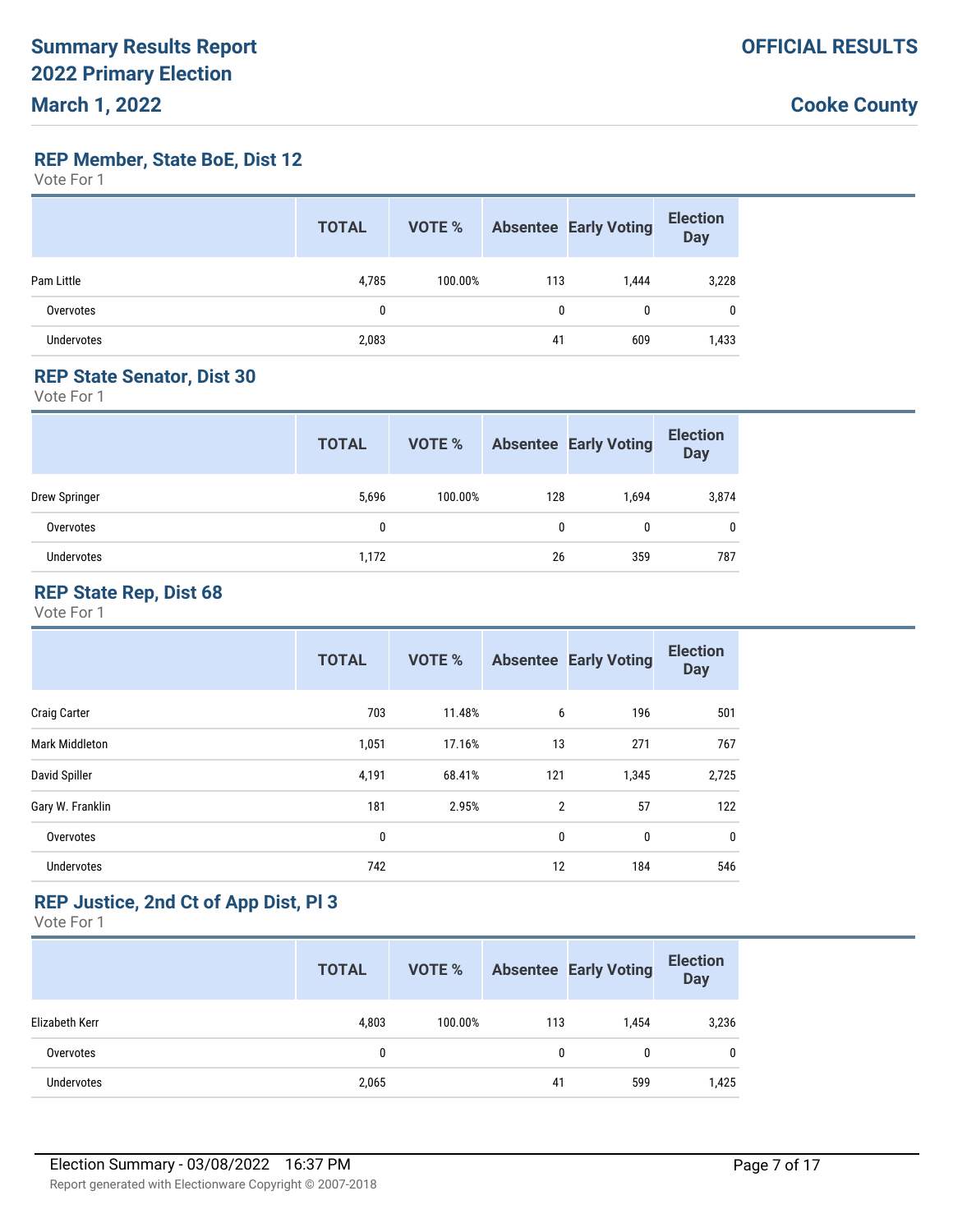# Summary Results Report
# 2022 Primary Election
# March 1, 2022

**OFFICIAL RESULTS**

**Cooke County**

## REP Member, State BoE, Dist 12

Vote For 1

| | TOTAL | VOTE % | Absentee | Early Voting | Election Day |
|---|---|---|---|---|---|
| Pam Little | 4,785 | 100.00% | 113 | 1,444 | 3,228 |
| Overvotes | 0 | | 0 | 0 | 0 |
| Undervotes | 2,083 | | 41 | 609 | 1,433 |

## REP State Senator, Dist 30

Vote For 1

| | TOTAL | VOTE % | Absentee | Early Voting | Election Day |
|---|---|---|---|---|---|
| Drew Springer | 5,696 | 100.00% | 128 | 1,694 | 3,874 |
| Overvotes | 0 | | 0 | 0 | 0 |
| Undervotes | 1,172 | | 26 | 359 | 787 |

## REP State Rep, Dist 68

Vote For 1

| | TOTAL | VOTE % | Absentee | Early Voting | Election Day |
|---|---|---|---|---|---|
| Craig Carter | 703 | 11.48% | 6 | 196 | 501 |
| Mark Middleton | 1,051 | 17.16% | 13 | 271 | 767 |
| David Spiller | 4,191 | 68.41% | 121 | 1,345 | 2,725 |
| Gary W. Franklin | 181 | 2.95% | 2 | 57 | 122 |
| Overvotes | 0 | | 0 | 0 | 0 |
| Undervotes | 742 | | 12 | 184 | 546 |

## REP Justice, 2nd Ct of App Dist, Pl 3

Vote For 1

| | TOTAL | VOTE % | Absentee | Early Voting | Election Day |
|---|---|---|---|---|---|
| Elizabeth Kerr | 4,803 | 100.00% | 113 | 1,454 | 3,236 |
| Overvotes | 0 | | 0 | 0 | 0 |
| Undervotes | 2,065 | | 41 | 599 | 1,425 |

Election Summary - 03/08/2022 16:37 PM

Report generated with Electionware Copyright © 2007-2018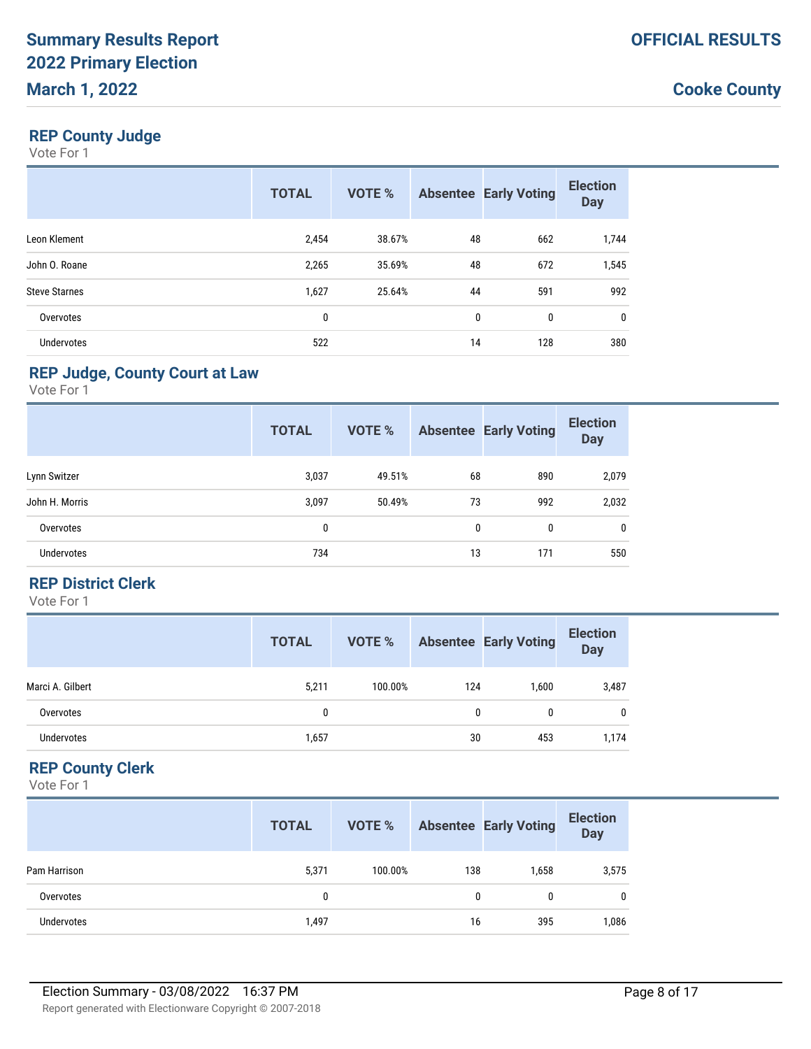# Summary Results Report
# 2022 Primary Election
# March 1, 2022

**OFFICIAL RESULTS**

**Cooke County**

## REP County Judge

Vote For 1

| | TOTAL | VOTE % | Absentee | Early Voting | Election Day |
|---|---|---|---|---|---|
| Leon Klement | 2,454 | 38.67% | 48 | 662 | 1,744 |
| John O. Roane | 2,265 | 35.69% | 48 | 672 | 1,545 |
| Steve Starnes | 1,627 | 25.64% | 44 | 591 | 992 |
| Overvotes | 0 | | 0 | 0 | 0 |
| Undervotes | 522 | | 14 | 128 | 380 |

## REP Judge, County Court at Law

Vote For 1

| | TOTAL | VOTE % | Absentee | Early Voting | Election Day |
|---|---|---|---|---|---|
| Lynn Switzer | 3,037 | 49.51% | 68 | 890 | 2,079 |
| John H. Morris | 3,097 | 50.49% | 73 | 992 | 2,032 |
| Overvotes | 0 | | 0 | 0 | 0 |
| Undervotes | 734 | | 13 | 171 | 550 |

## REP District Clerk

Vote For 1

| | TOTAL | VOTE % | Absentee | Early Voting | Election Day |
|---|---|---|---|---|---|
| Marci A. Gilbert | 5,211 | 100.00% | 124 | 1,600 | 3,487 |
| Overvotes | 0 | | 0 | 0 | 0 |
| Undervotes | 1,657 | | 30 | 453 | 1,174 |

## REP County Clerk

Vote For 1

| | TOTAL | VOTE % | Absentee | Early Voting | Election Day |
|---|---|---|---|---|---|
| Pam Harrison | 5,371 | 100.00% | 138 | 1,658 | 3,575 |
| Overvotes | 0 | | 0 | 0 | 0 |
| Undervotes | 1,497 | | 16 | 395 | 1,086 |

Election Summary - 03/08/2022 16:37 PM

Report generated with Electionware Copyright © 2007-2018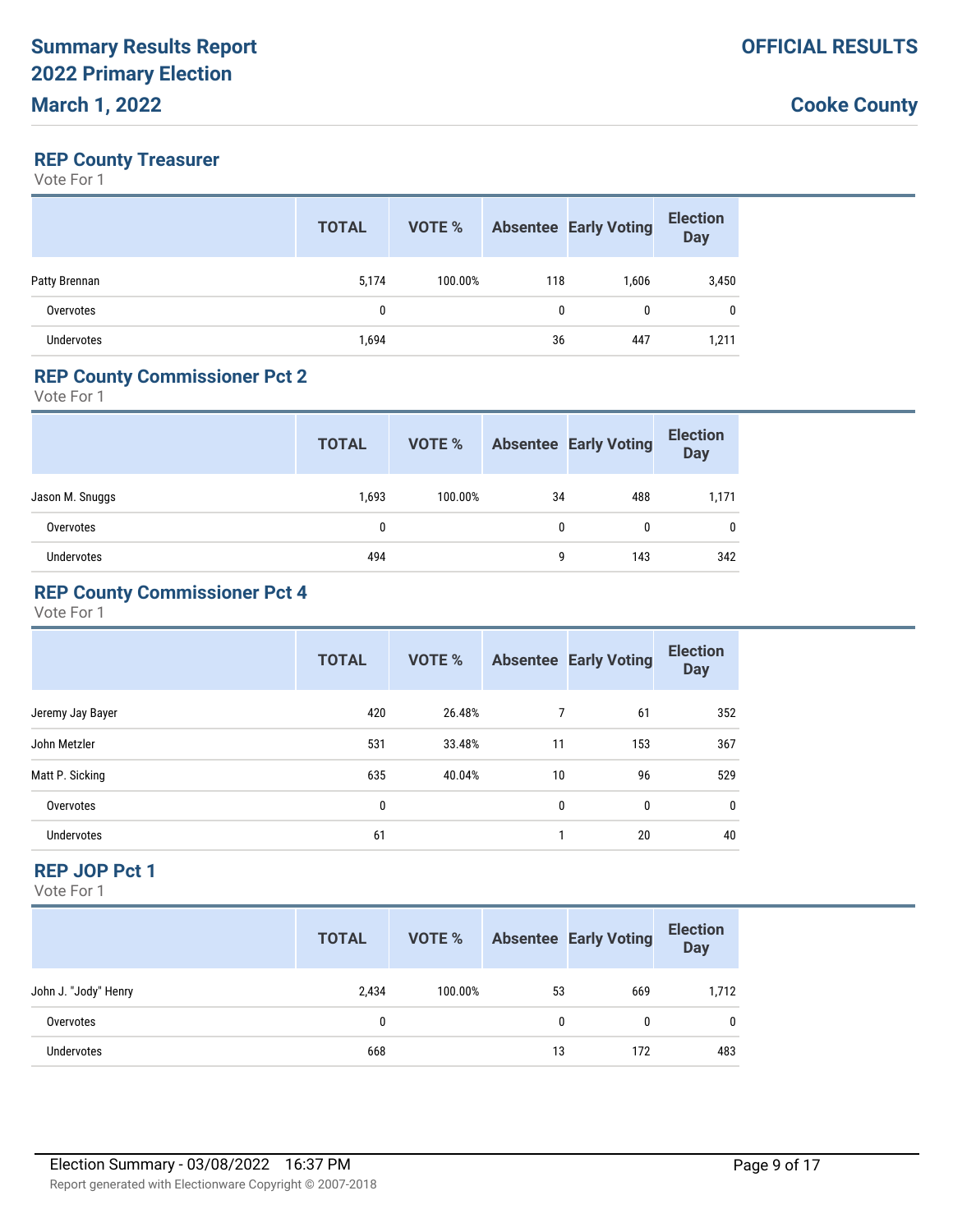# Summary Results Report
# 2022 Primary Election
# March 1, 2022

**OFFICIAL RESULTS**

**Cooke County**

## REP County Treasurer

Vote For 1

| | TOTAL | VOTE % | Absentee | Early Voting | Election Day |
|---|---|---|---|---|---|
| Patty Brennan | 5,174 | 100.00% | 118 | 1,606 | 3,450 |
| Overvotes | 0 | | 0 | 0 | 0 |
| Undervotes | 1,694 | | 36 | 447 | 1,211 |

## REP County Commissioner Pct 2

Vote For 1

| | TOTAL | VOTE % | Absentee | Early Voting | Election Day |
|---|---|---|---|---|---|
| Jason M. Snuggs | 1,693 | 100.00% | 34 | 488 | 1,171 |
| Overvotes | 0 | | 0 | 0 | 0 |
| Undervotes | 494 | | 9 | 143 | 342 |

## REP County Commissioner Pct 4

Vote For 1

| | TOTAL | VOTE % | Absentee | Early Voting | Election Day |
|---|---|---|---|---|---|
| Jeremy Jay Bayer | 420 | 26.48% | 7 | 61 | 352 |
| John Metzler | 531 | 33.48% | 11 | 153 | 367 |
| Matt P. Sicking | 635 | 40.04% | 10 | 96 | 529 |
| Overvotes | 0 | | 0 | 0 | 0 |
| Undervotes | 61 | | 1 | 20 | 40 |

## REP JOP Pct 1

Vote For 1

| | TOTAL | VOTE % | Absentee | Early Voting | Election Day |
|---|---|---|---|---|---|
| John J. "Jody" Henry | 2,434 | 100.00% | 53 | 669 | 1,712 |
| Overvotes | 0 | | 0 | 0 | 0 |
| Undervotes | 668 | | 13 | 172 | 483 |

Election Summary - 03/08/2022 16:37 PM

Report generated with Electionware Copyright © 2007-2018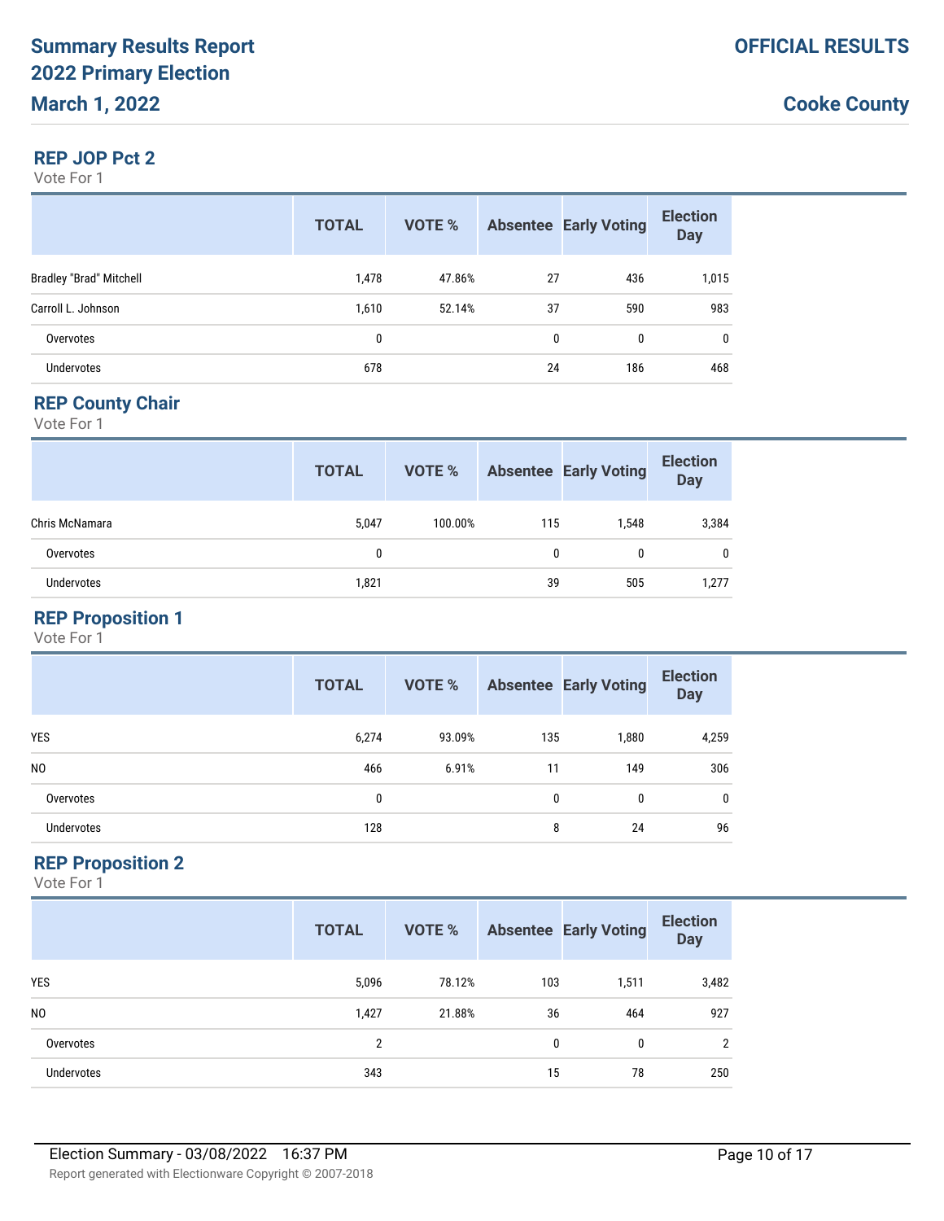# Summary Results Report
# 2022 Primary Election
# March 1, 2022

**OFFICIAL RESULTS**

**Cooke County**

## REP JOP Pct 2

Vote For 1

| | TOTAL | VOTE % | Absentee | Early Voting | Election Day |
|---|---|---|---|---|---|
| Bradley "Brad" Mitchell | 1,478 | 47.86% | 27 | 436 | 1,015 |
| Carroll L. Johnson | 1,610 | 52.14% | 37 | 590 | 983 |
| Overvotes | 0 | | 0 | 0 | 0 |
| Undervotes | 678 | | 24 | 186 | 468 |

## REP County Chair

Vote For 1

| | TOTAL | VOTE % | Absentee | Early Voting | Election Day |
|---|---|---|---|---|---|
| Chris McNamara | 5,047 | 100.00% | 115 | 1,548 | 3,384 |
| Overvotes | 0 | | 0 | 0 | 0 |
| Undervotes | 1,821 | | 39 | 505 | 1,277 |

## REP Proposition 1

Vote For 1

| | TOTAL | VOTE % | Absentee | Early Voting | Election Day |
|---|---|---|---|---|---|
| YES | 6,274 | 93.09% | 135 | 1,880 | 4,259 |
| NO | 466 | 6.91% | 11 | 149 | 306 |
| Overvotes | 0 | | 0 | 0 | 0 |
| Undervotes | 128 | | 8 | 24 | 96 |

## REP Proposition 2

Vote For 1

| | TOTAL | VOTE % | Absentee | Early Voting | Election Day |
|---|---|---|---|---|---|
| YES | 5,096 | 78.12% | 103 | 1,511 | 3,482 |
| NO | 1,427 | 21.88% | 36 | 464 | 927 |
| Overvotes | 2 | | 0 | 0 | 2 |
| Undervotes | 343 | | 15 | 78 | 250 |

Election Summary - 03/08/2022 16:37 PM

Report generated with Electionware Copyright © 2007-2018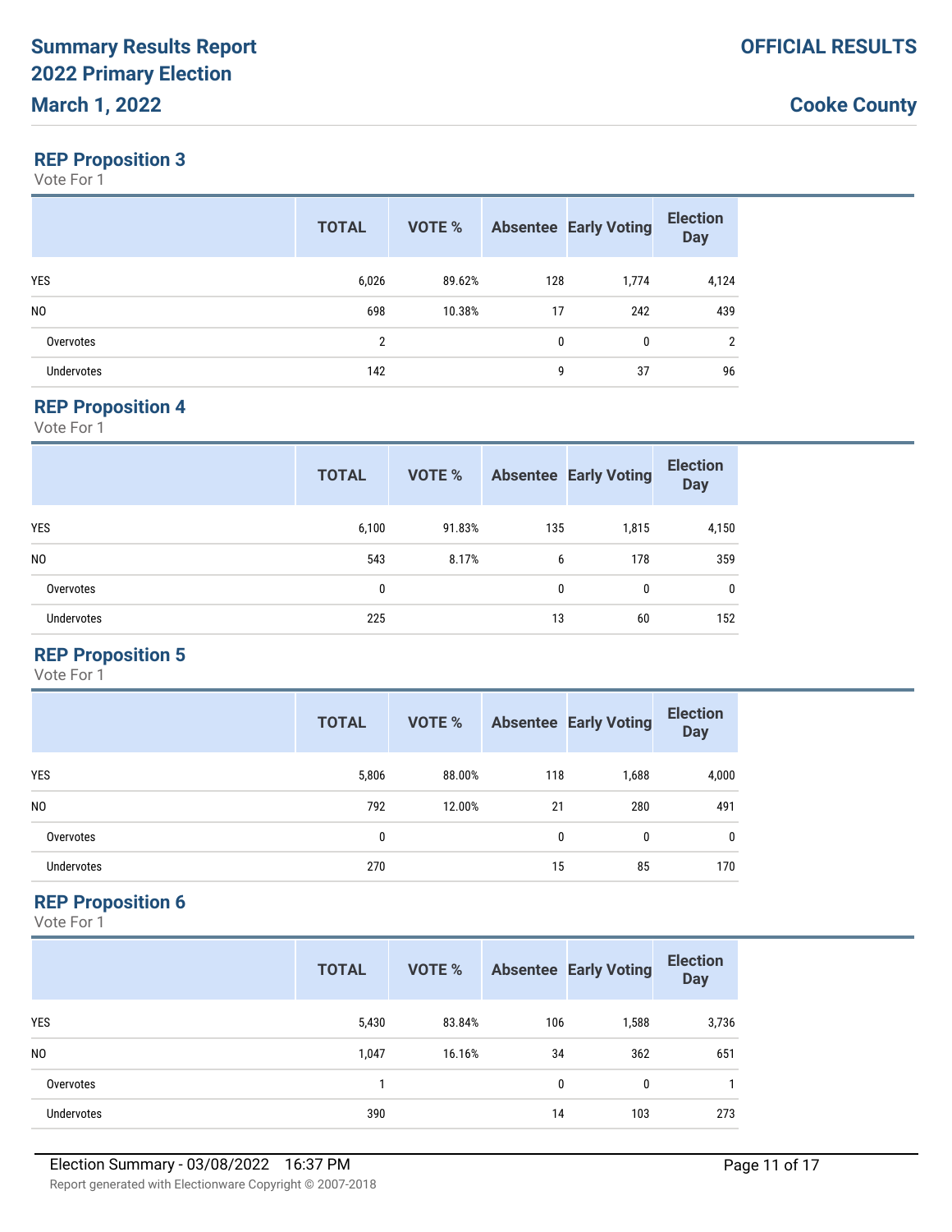## REP Proposition 3

Vote For 1

| | TOTAL | VOTE % | Absentee | Early Voting | Election Day |
|---|---|---|---|---|---|
| YES | 6,026 | 89.62% | 128 | 1,774 | 4,124 |
| NO | 698 | 10.38% | 17 | 242 | 439 |
| Overvotes | 2 | | 0 | 0 | 2 |
| Undervotes | 142 | | 9 | 37 | 96 |

## REP Proposition 4

Vote For 1

| | TOTAL | VOTE % | Absentee | Early Voting | Election Day |
|---|---|---|---|---|---|
| YES | 6,100 | 91.83% | 135 | 1,815 | 4,150 |
| NO | 543 | 8.17% | 6 | 178 | 359 |
| Overvotes | 0 | | 0 | 0 | 0 |
| Undervotes | 225 | | 13 | 60 | 152 |

## REP Proposition 5

Vote For 1

| | TOTAL | VOTE % | Absentee | Early Voting | Election Day |
|---|---|---|---|---|---|
| YES | 5,806 | 88.00% | 118 | 1,688 | 4,000 |
| NO | 792 | 12.00% | 21 | 280 | 491 |
| Overvotes | 0 | | 0 | 0 | 0 |
| Undervotes | 270 | | 15 | 85 | 170 |

## REP Proposition 6

Vote For 1

| | TOTAL | VOTE % | Absentee | Early Voting | Election Day |
|---|---|---|---|---|---|
| YES | 5,430 | 83.84% | 106 | 1,588 | 3,736 |
| NO | 1,047 | 16.16% | 34 | 362 | 651 |
| Overvotes | 1 | | 0 | 0 | 1 |
| Undervotes | 390 | | 14 | 103 | 273 |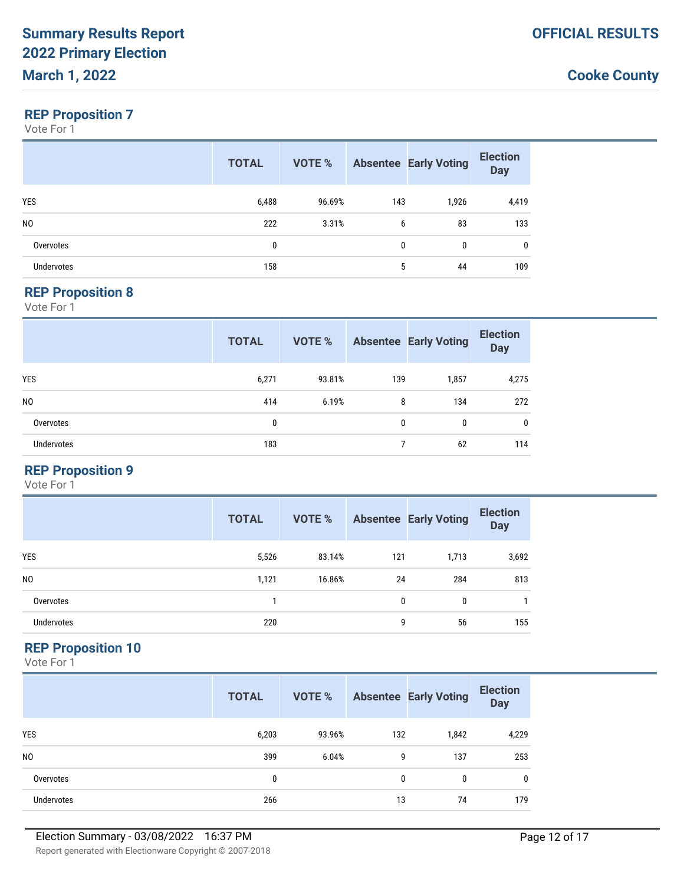# Summary Results Report
# 2022 Primary Election
# March 1, 2022

**OFFICIAL RESULTS**

**Cooke County**

## REP Proposition 7

Vote For 1

| | TOTAL | VOTE % | Absentee | Early Voting | Election Day |
|---|---|---|---|---|---|
| YES | 6,488 | 96.69% | 143 | 1,926 | 4,419 |
| NO | 222 | 3.31% | 6 | 83 | 133 |
| Overvotes | 0 | | 0 | 0 | 0 |
| Undervotes | 158 | | 5 | 44 | 109 |

## REP Proposition 8

Vote For 1

| | TOTAL | VOTE % | Absentee | Early Voting | Election Day |
|---|---|---|---|---|---|
| YES | 6,271 | 93.81% | 139 | 1,857 | 4,275 |
| NO | 414 | 6.19% | 8 | 134 | 272 |
| Overvotes | 0 | | 0 | 0 | 0 |
| Undervotes | 183 | | 7 | 62 | 114 |

## REP Proposition 9

Vote For 1

| | TOTAL | VOTE % | Absentee | Early Voting | Election Day |
|---|---|---|---|---|---|
| YES | 5,526 | 83.14% | 121 | 1,713 | 3,692 |
| NO | 1,121 | 16.86% | 24 | 284 | 813 |
| Overvotes | 1 | | 0 | 0 | 1 |
| Undervotes | 220 | | 9 | 56 | 155 |

## REP Proposition 10

Vote For 1

| | TOTAL | VOTE % | Absentee | Early Voting | Election Day |
|---|---|---|---|---|---|
| YES | 6,203 | 93.96% | 132 | 1,842 | 4,229 |
| NO | 399 | 6.04% | 9 | 137 | 253 |
| Overvotes | 0 | | 0 | 0 | 0 |
| Undervotes | 266 | | 13 | 74 | 179 |

Election Summary - 03/08/2022 16:37 PM

Report generated with Electionware Copyright © 2007-2018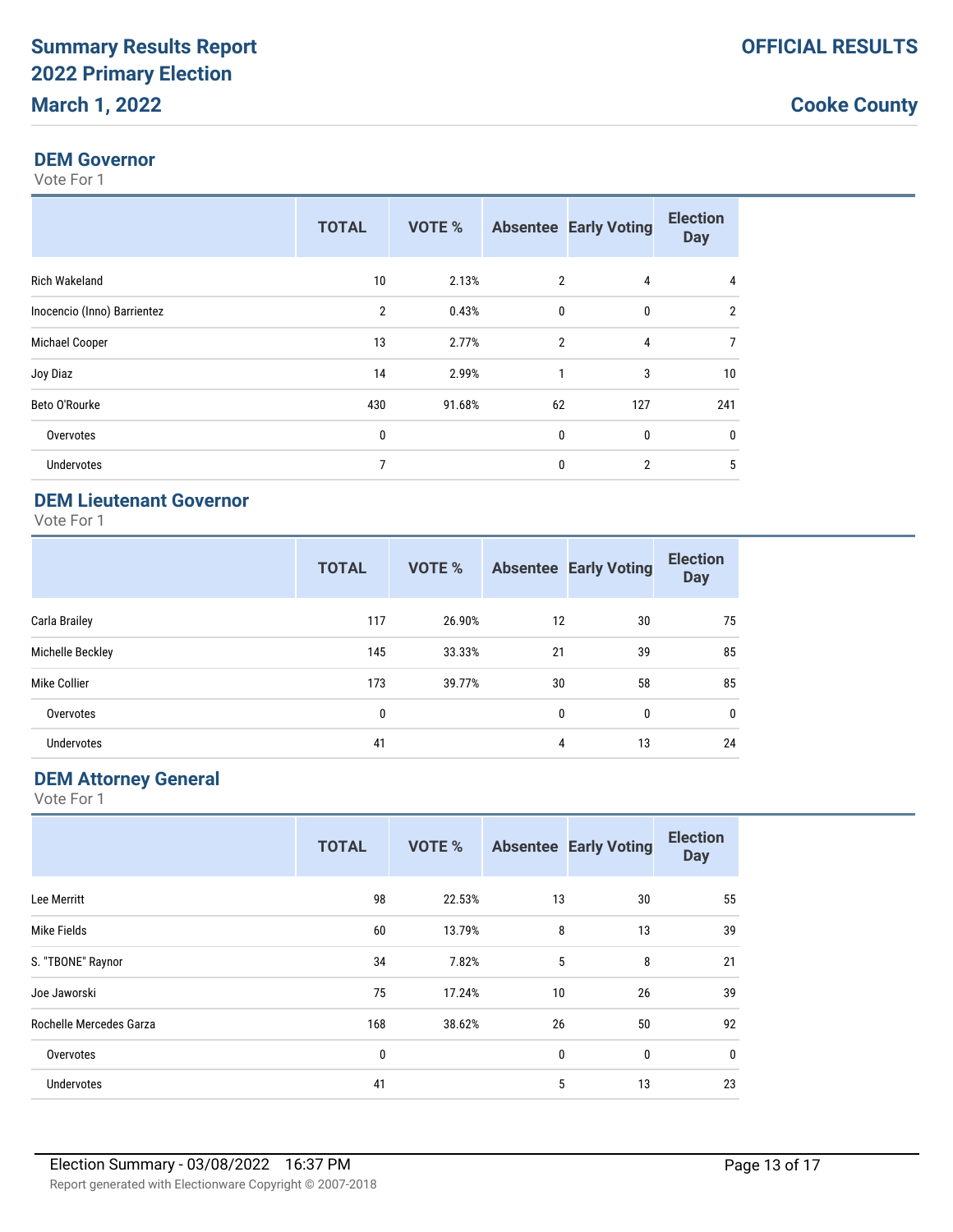# Summary Results Report
# 2022 Primary Election
# March 1, 2022

**OFFICIAL RESULTS**

**Cooke County**

## DEM Governor

Vote For 1

| | TOTAL | VOTE % | Absentee | Early Voting | Election Day |
|---|---|---|---|---|---|
| Rich Wakeland | 10 | 2.13% | 2 | 4 | 4 |
| Inocencio (Inno) Barrientez | 2 | 0.43% | 0 | 0 | 2 |
| Michael Cooper | 13 | 2.77% | 2 | 4 | 7 |
| Joy Diaz | 14 | 2.99% | 1 | 3 | 10 |
| Beto O'Rourke | 430 | 91.68% | 62 | 127 | 241 |
| Overvotes | 0 | | 0 | 0 | 0 |
| Undervotes | 7 | | 0 | 2 | 5 |

## DEM Lieutenant Governor

Vote For 1

| | TOTAL | VOTE % | Absentee | Early Voting | Election Day |
|---|---|---|---|---|---|
| Carla Brailey | 117 | 26.90% | 12 | 30 | 75 |
| Michelle Beckley | 145 | 33.33% | 21 | 39 | 85 |
| Mike Collier | 173 | 39.77% | 30 | 58 | 85 |
| Overvotes | 0 | | 0 | 0 | 0 |
| Undervotes | 41 | | 4 | 13 | 24 |

## DEM Attorney General

Vote For 1

| | TOTAL | VOTE % | Absentee | Early Voting | Election Day |
|---|---|---|---|---|---|
| Lee Merritt | 98 | 22.53% | 13 | 30 | 55 |
| Mike Fields | 60 | 13.79% | 8 | 13 | 39 |
| S. "TBONE" Raynor | 34 | 7.82% | 5 | 8 | 21 |
| Joe Jaworski | 75 | 17.24% | 10 | 26 | 39 |
| Rochelle Mercedes Garza | 168 | 38.62% | 26 | 50 | 92 |
| Overvotes | 0 | | 0 | 0 | 0 |
| Undervotes | 41 | | 5 | 13 | 23 |

Election Summary - 03/08/2022 16:37 PM

Report generated with Electionware Copyright © 2007-2018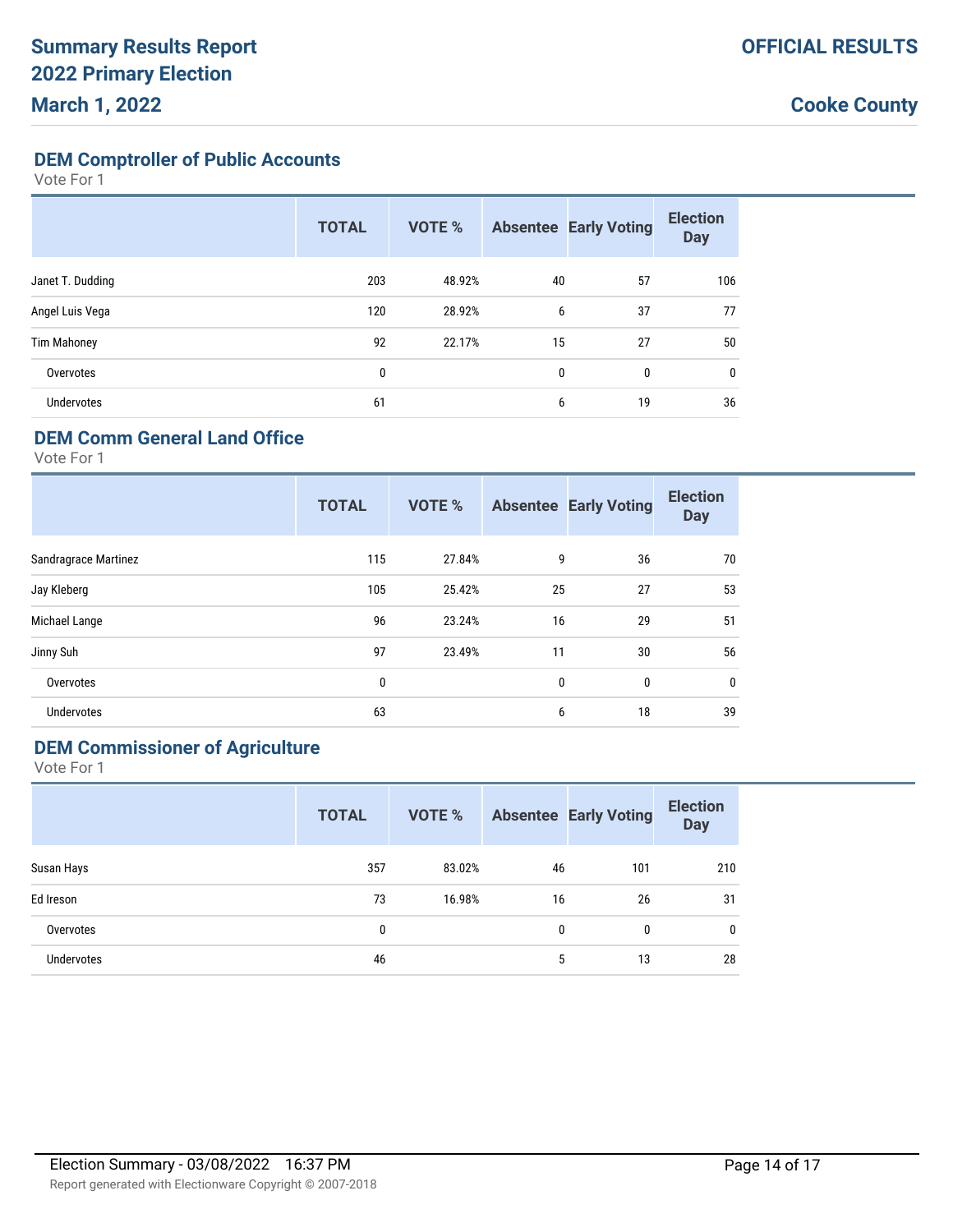# Summary Results Report
# 2022 Primary Election
# March 1, 2022

**OFFICIAL RESULTS**

**Cooke County**

## DEM Comptroller of Public Accounts

Vote For 1

| | TOTAL | VOTE % | Absentee | Early Voting | Election Day |
|---|---|---|---|---|---|
| Janet T. Dudding | 203 | 48.92% | 40 | 57 | 106 |
| Angel Luis Vega | 120 | 28.92% | 6 | 37 | 77 |
| Tim Mahoney | 92 | 22.17% | 15 | 27 | 50 |
| Overvotes | 0 | | 0 | 0 | 0 |
| Undervotes | 61 | | 6 | 19 | 36 |

## DEM Comm General Land Office

Vote For 1

| | TOTAL | VOTE % | Absentee | Early Voting | Election Day |
|---|---|---|---|---|---|
| Sandragrace Martinez | 115 | 27.84% | 9 | 36 | 70 |
| Jay Kleberg | 105 | 25.42% | 25 | 27 | 53 |
| Michael Lange | 96 | 23.24% | 16 | 29 | 51 |
| Jinny Suh | 97 | 23.49% | 11 | 30 | 56 |
| Overvotes | 0 | | 0 | 0 | 0 |
| Undervotes | 63 | | 6 | 18 | 39 |

## DEM Commissioner of Agriculture

Vote For 1

| | TOTAL | VOTE % | Absentee | Early Voting | Election Day |
|---|---|---|---|---|---|
| Susan Hays | 357 | 83.02% | 46 | 101 | 210 |
| Ed Ireson | 73 | 16.98% | 16 | 26 | 31 |
| Overvotes | 0 | | 0 | 0 | 0 |
| Undervotes | 46 | | 5 | 13 | 28 |

Election Summary - 03/08/2022 16:37 PM

Report generated with Electionware Copyright © 2007-2018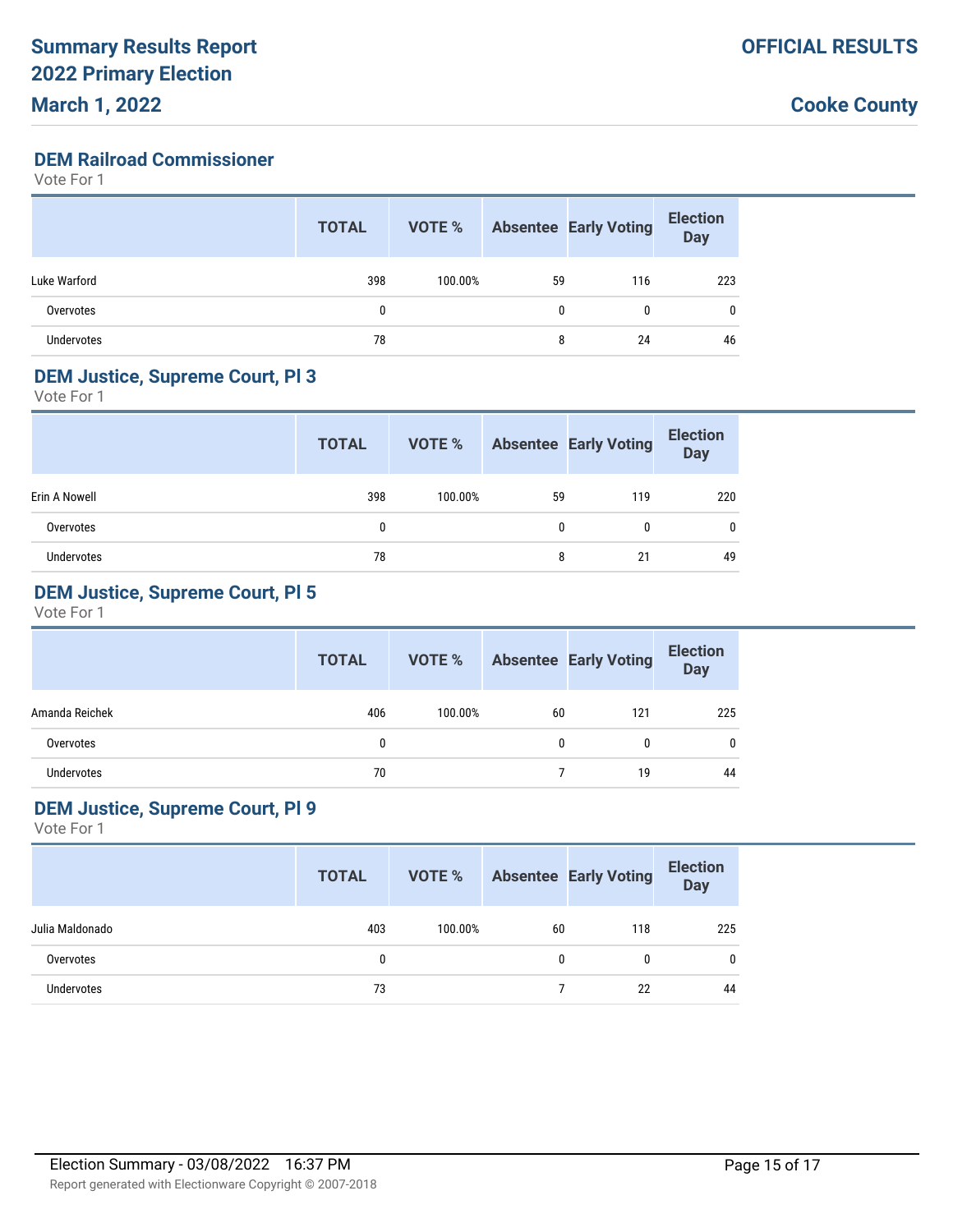**Summary Results Report**
**2022 Primary Election**
**March 1, 2022**

**OFFICIAL RESULTS**

**Cooke County**

## DEM Railroad Commissioner

Vote For 1

| | TOTAL | VOTE % | Absentee | Early Voting | Election Day |
|---|---|---|---|---|---|
| Luke Warford | 398 | 100.00% | 59 | 116 | 223 |
| Overvotes | 0 | | 0 | 0 | 0 |
| Undervotes | 78 | | 8 | 24 | 46 |

## DEM Justice, Supreme Court, Pl 3

Vote For 1

| | TOTAL | VOTE % | Absentee | Early Voting | Election Day |
|---|---|---|---|---|---|
| Erin A Nowell | 398 | 100.00% | 59 | 119 | 220 |
| Overvotes | 0 | | 0 | 0 | 0 |
| Undervotes | 78 | | 8 | 21 | 49 |

## DEM Justice, Supreme Court, Pl 5

Vote For 1

| | TOTAL | VOTE % | Absentee | Early Voting | Election Day |
|---|---|---|---|---|---|
| Amanda Reichek | 406 | 100.00% | 60 | 121 | 225 |
| Overvotes | 0 | | 0 | 0 | 0 |
| Undervotes | 70 | | 7 | 19 | 44 |

## DEM Justice, Supreme Court, Pl 9

Vote For 1

| | TOTAL | VOTE % | Absentee | Early Voting | Election Day |
|---|---|---|---|---|---|
| Julia Maldonado | 403 | 100.00% | 60 | 118 | 225 |
| Overvotes | 0 | | 0 | 0 | 0 |
| Undervotes | 73 | | 7 | 22 | 44 |

Election Summary - 03/08/2022 16:37 PM

Report generated with Electionware Copyright © 2007-2018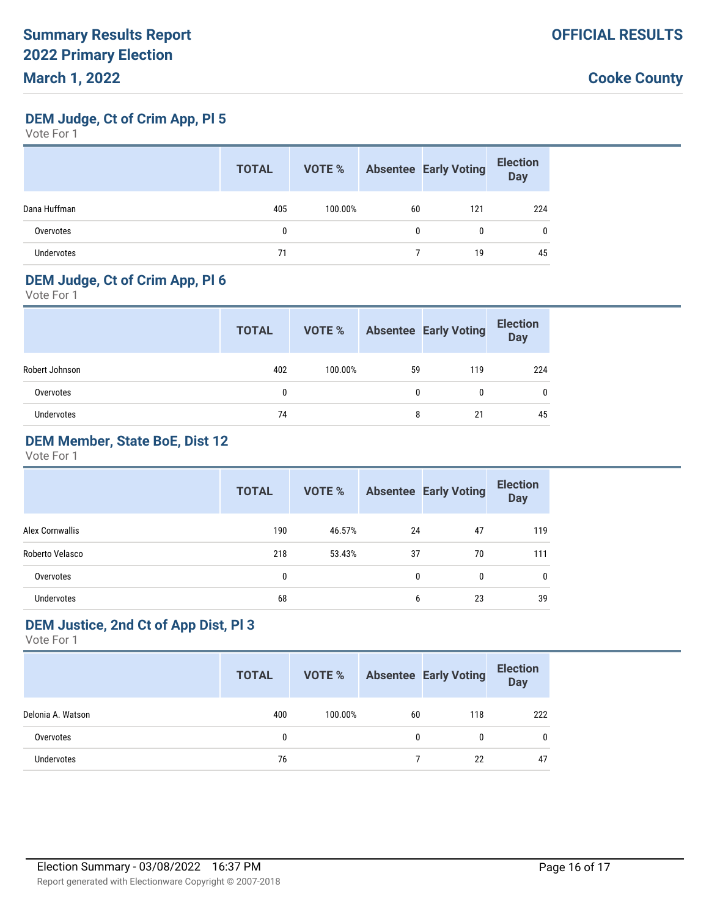# Summary Results Report
# 2022 Primary Election
# March 1, 2022

**OFFICIAL RESULTS**

**Cooke County**

## DEM Judge, Ct of Crim App, Pl 5

Vote For 1

| | TOTAL | VOTE % | Absentee | Early Voting | Election Day |
|---|---|---|---|---|---|
| Dana Huffman | 405 | 100.00% | 60 | 121 | 224 |
| Overvotes | 0 | | 0 | 0 | 0 |
| Undervotes | 71 | | 7 | 19 | 45 |

## DEM Judge, Ct of Crim App, Pl 6

Vote For 1

| | TOTAL | VOTE % | Absentee | Early Voting | Election Day |
|---|---|---|---|---|---|
| Robert Johnson | 402 | 100.00% | 59 | 119 | 224 |
| Overvotes | 0 | | 0 | 0 | 0 |
| Undervotes | 74 | | 8 | 21 | 45 |

## DEM Member, State BoE, Dist 12

Vote For 1

| | TOTAL | VOTE % | Absentee | Early Voting | Election Day |
|---|---|---|---|---|---|
| Alex Cornwallis | 190 | 46.57% | 24 | 47 | 119 |
| Roberto Velasco | 218 | 53.43% | 37 | 70 | 111 |
| Overvotes | 0 | | 0 | 0 | 0 |
| Undervotes | 68 | | 6 | 23 | 39 |

## DEM Justice, 2nd Ct of App Dist, Pl 3

Vote For 1

| | TOTAL | VOTE % | Absentee | Early Voting | Election Day |
|---|---|---|---|---|---|
| Delonia A. Watson | 400 | 100.00% | 60 | 118 | 222 |
| Overvotes | 0 | | 0 | 0 | 0 |
| Undervotes | 76 | | 7 | 22 | 47 |

Election Summary - 03/08/2022 16:37 PM

Report generated with Electionware Copyright © 2007-2018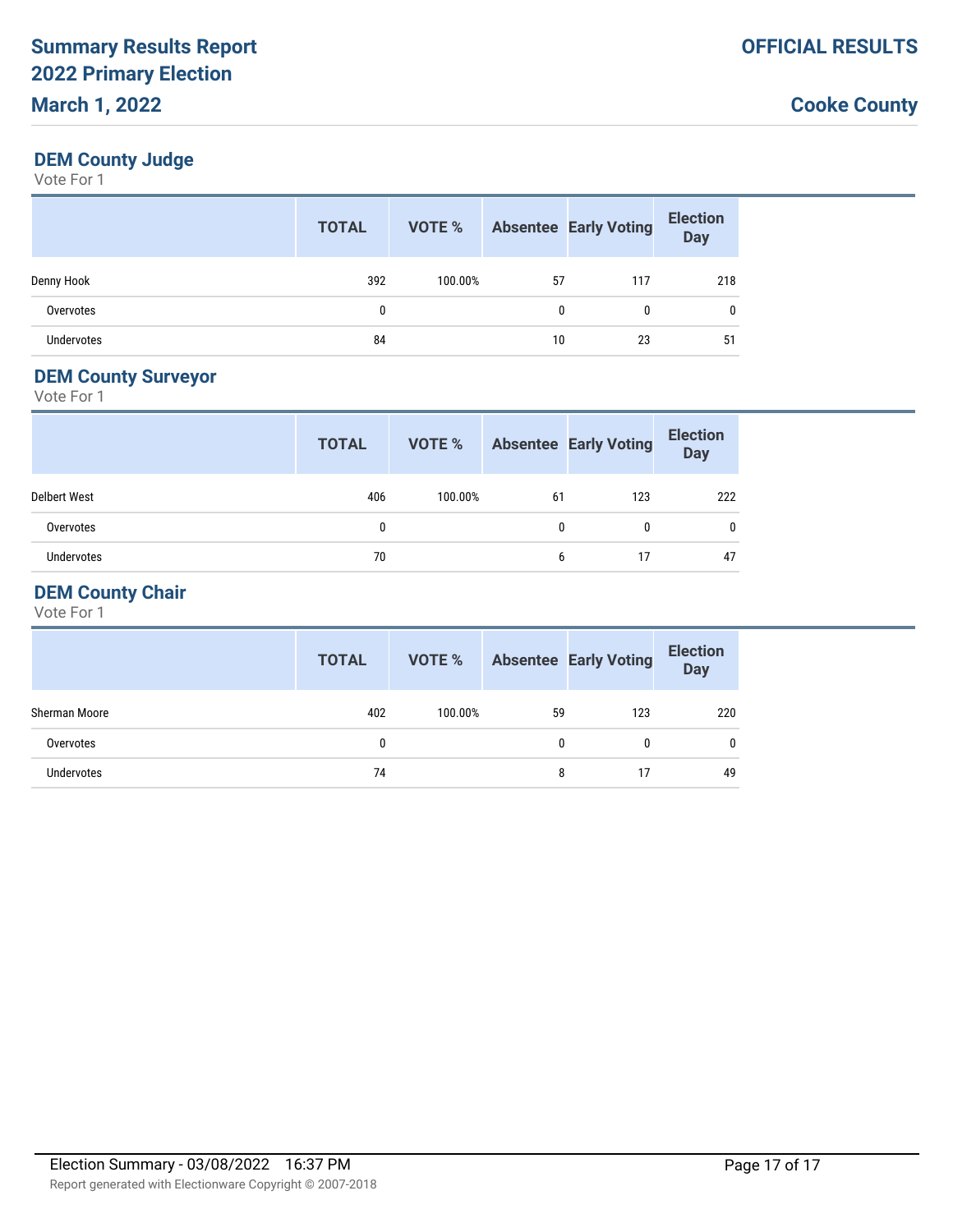## DEM County Judge

Vote For 1

| | TOTAL | VOTE % | Absentee | Early Voting | Election Day |
|---|---|---|---|---|---|
| Denny Hook | 392 | 100.00% | 57 | 117 | 218 |
| Overvotes | 0 | | 0 | 0 | 0 |
| Undervotes | 84 | | 10 | 23 | 51 |

## DEM County Surveyor

Vote For 1

| | TOTAL | VOTE % | Absentee | Early Voting | Election Day |
|---|---|---|---|---|---|
| Delbert West | 406 | 100.00% | 61 | 123 | 222 |
| Overvotes | 0 | | 0 | 0 | 0 |
| Undervotes | 70 | | 6 | 17 | 47 |

## DEM County Chair

Vote For 1

| | TOTAL | VOTE % | Absentee | Early Voting | Election Day |
|---|---|---|---|---|---|
| Sherman Moore | 402 | 100.00% | 59 | 123 | 220 |
| Overvotes | 0 | | 0 | 0 | 0 |
| Undervotes | 74 | | 8 | 17 | 49 |